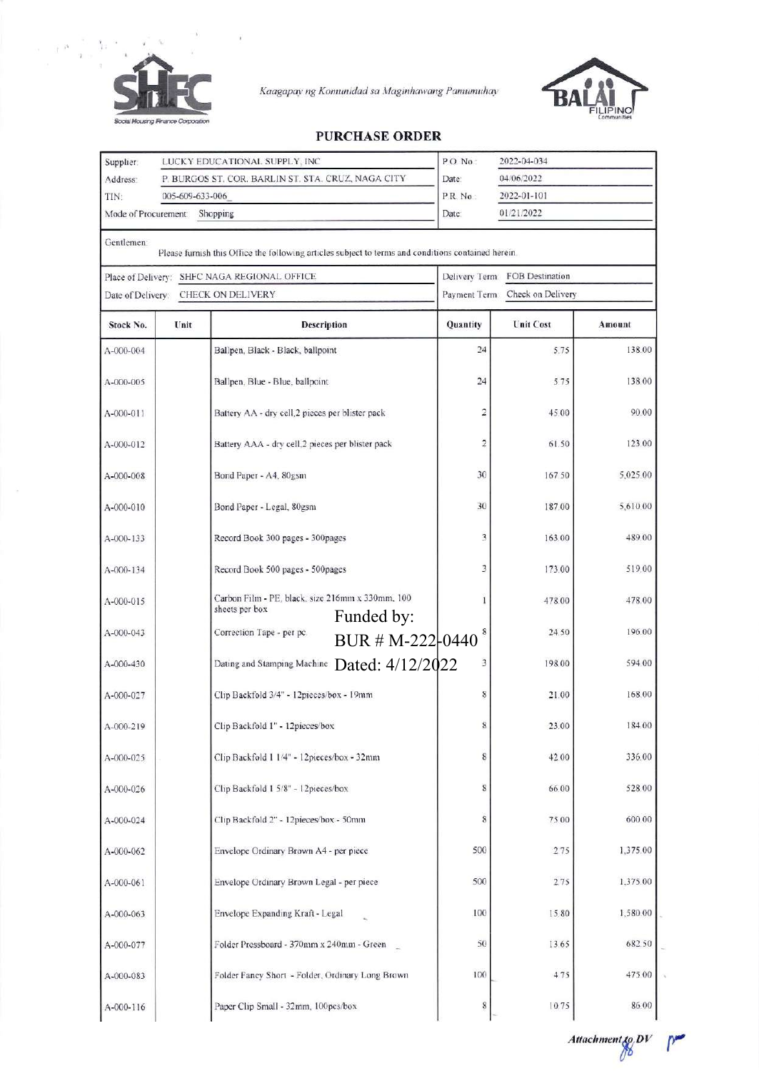Kaagapay ng Komunidad sa Maginhawang Pamumuhay

# PURCHASE ORDER

| | | | |
|---|---|---|---|
| Supplier: | LUCKY EDUCATIONAL SUPPLY, INC | P.O. No.: | 2022-04-034 |
| Address: | P. BURGOS ST. COR. BARLIN ST. STA. CRUZ, NAGA CITY | Date: | 04/06/2022 |
| TIN: | 005-609-633-006 | P.R. No.: | 2022-01-101 |
| Mode of Procurement: | Shopping | Date: | 01/21/2022 |

Gentlemen:

Please furnish this Office the following articles subject to terms and conditions contained herein.

| | | | |
|---|---|---|---|
| Place of Delivery: | SHFC NAGA REGIONAL OFFICE | Delivery Term | FOB Destination |
| Date of Delivery: | CHECK ON DELIVERY | Payment Term | Check on Delivery |

| Stock No. | Unit | Description | Quantity | Unit Cost | Amount |
|---|---|---|---|---|---|
| A-000-004 | | Ballpen, Black - Black, ballpoint | 24 | 5.75 | 138.00 |
| A-000-005 | | Ballpen, Blue - Blue, ballpoint | 24 | 5.75 | 138.00 |
| A-000-011 | | Battery AA - dry cell,2 pieces per blister pack | 2 | 45.00 | 90.00 |
| A-000-012 | | Battery AAA - dry cell,2 pieces per blister pack | 2 | 61.50 | 123.00 |
| A-000-008 | | Bond Paper - A4, 80gsm | 30 | 167.50 | 5,025.00 |
| A-000-010 | | Bond Paper - Legal, 80gsm | 30 | 187.00 | 5,610.00 |
| A-000-133 | | Record Book 300 pages - 300pages | 3 | 163.00 | 489.00 |
| A-000-134 | | Record Book 500 pages - 500pages | 3 | 173.00 | 519.00 |
| A-000-015 | | Carbon Film - PE, black, size 216mm x 330mm, 100 sheets per box | 1 | 478.00 | 478.00 |
| A-000-043 | | Correction Tape - per pc | 8 | 24.50 | 196.00 |
| A-000-430 | | Dating and Stamping Machine | 3 | 198.00 | 594.00 |
| A-000-027 | | Clip Backfold 3/4" - 12pieces/box - 19mm | 8 | 21.00 | 168.00 |
| A-000-219 | | Clip Backfold 1" - 12pieces/box | 8 | 23.00 | 184.00 |
| A-000-025 | | Clip Backfold 1 1/4" - 12pieces/box - 32mm | 8 | 42.00 | 336.00 |
| A-000-026 | | Clip Backfold 1 5/8" - 12pieces/box | 8 | 66.00 | 528.00 |
| A-000-024 | | Clip Backfold 2" - 12pieces/box - 50mm | 8 | 75.00 | 600.00 |
| A-000-062 | | Envelope Ordinary Brown A4 - per piece | 500 | 2.75 | 1,375.00 |
| A-000-061 | | Envelope Ordinary Brown Legal - per piece | 500 | 2.75 | 1,375.00 |
| A-000-063 | | Envelope Expanding Kraft - Legal | 100 | 15.80 | 1,580.00 |
| A-000-077 | | Folder Pressboard - 370mm x 240mm - Green | 50 | 13.65 | 682.50 |
| A-000-083 | | Folder Fancy Short - Folder, Ordinary Long Brown | 100 | 4.75 | 475.00 |
| A-000-116 | | Paper Clip Small - 32mm, 100pcs/box | 8 | 10.75 | 86.00 |

Funded by:
BUR # M-222-0440
Dated: 4/12/2022

*Attachment to DV*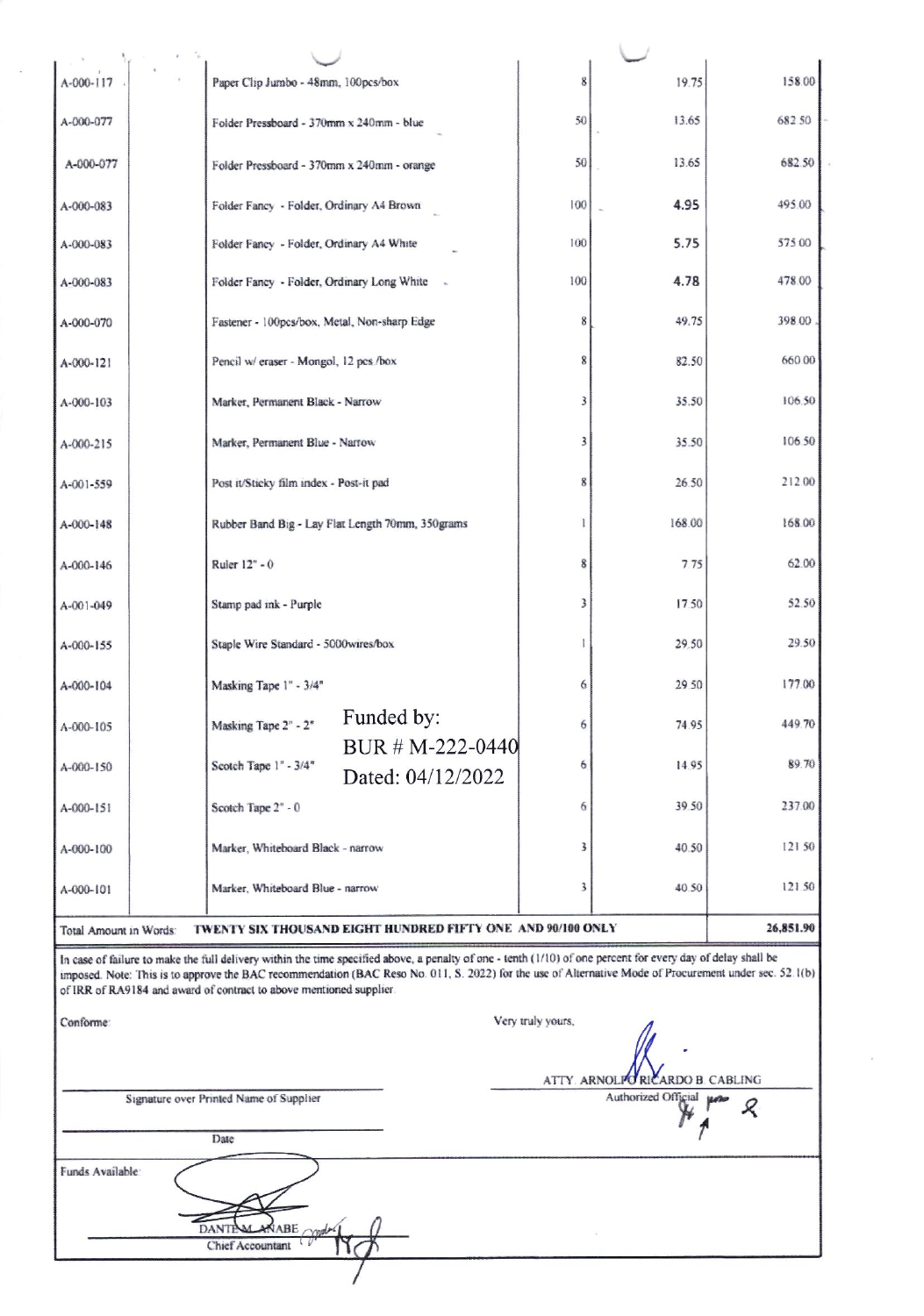| | | | | | |
|---|---|---|---|---|---|
| A-000-117 | | Paper Clip Jumbo - 48mm, 100pcs/box | 8 | 19.75 | 158.00 |
| A-000-077 | | Folder Pressboard - 370mm x 240mm - blue | 50 | 13.65 | 682.50 |
| A-000-077 | | Folder Pressboard - 370mm x 240mm - orange | 50 | 13.65 | 682.50 |
| A-000-083 | | Folder Fancy - Folder, Ordinary A4 Brown | 100 | 4.95 | 495.00 |
| A-000-083 | | Folder Fancy - Folder, Ordinary A4 White | 100 | 5.75 | 575.00 |
| A-000-083 | | Folder Fancy - Folder, Ordinary Long White | 100 | 4.78 | 478.00 |
| A-000-070 | | Fastener - 100pcs/box, Metal, Non-sharp Edge | 8 | 49.75 | 398.00 |
| A-000-121 | | Pencil w/ eraser - Mongol, 12 pcs /box | 8 | 82.50 | 660.00 |
| A-000-103 | | Marker, Permanent Black - Narrow | 3 | 35.50 | 106.50 |
| A-000-215 | | Marker, Permanent Blue - Narrow | 3 | 35.50 | 106.50 |
| A-001-559 | | Post it/Sticky film index - Post-it pad | 8 | 26.50 | 212.00 |
| A-000-148 | | Rubber Band Big - Lay Flat Length 70mm, 350grams | 1 | 168.00 | 168.00 |
| A-000-146 | | Ruler 12" - 0 | 8 | 7.75 | 62.00 |
| A-001-049 | | Stamp pad ink - Purple | 3 | 17.50 | 52.50 |
| A-000-155 | | Staple Wire Standard - 5000wires/box | 1 | 29.50 | 29.50 |
| A-000-104 | | Masking Tape 1" - 3/4" | 6 | 29.50 | 177.00 |
| A-000-105 | | Masking Tape 2" - 2" | 6 | 74.95 | 449.70 |
| A-000-150 | | Scotch Tape 1" - 3/4" | 6 | 14.95 | 89.70 |
| A-000-151 | | Scotch Tape 2" - 0 | 6 | 39.50 | 237.00 |
| A-000-100 | | Marker, Whiteboard Black - narrow | 3 | 40.50 | 121.50 |
| A-000-101 | | Marker, Whiteboard Blue - narrow | 3 | 40.50 | 121.50 |
| Total Amount in Words: | | TWENTY SIX THOUSAND EIGHT HUNDRED FIFTY ONE AND 90/100 ONLY | | | 26,851.90 |

Funded by:
BUR # M-222-0440
Dated: 04/12/2022

In case of failure to make the full delivery within the time specified above, a penalty of one - tenth (1/10) of one percent for every day of delay shall be imposed. Note: This is to approve the BAC recommendation (BAC Reso No. 011, S. 2022) for the use of Alternative Mode of Procurement under sec. 52.1(b) of IRR of RA9184 and award of contract to above mentioned supplier.

Conforme:

Signature over Printed Name of Supplier

Date

Very truly yours,

ATTY. ARNOLFO RICARDO B. CABLING
Authorized Official

Funds Available:

DANTE M. ANABE
Chief Accountant